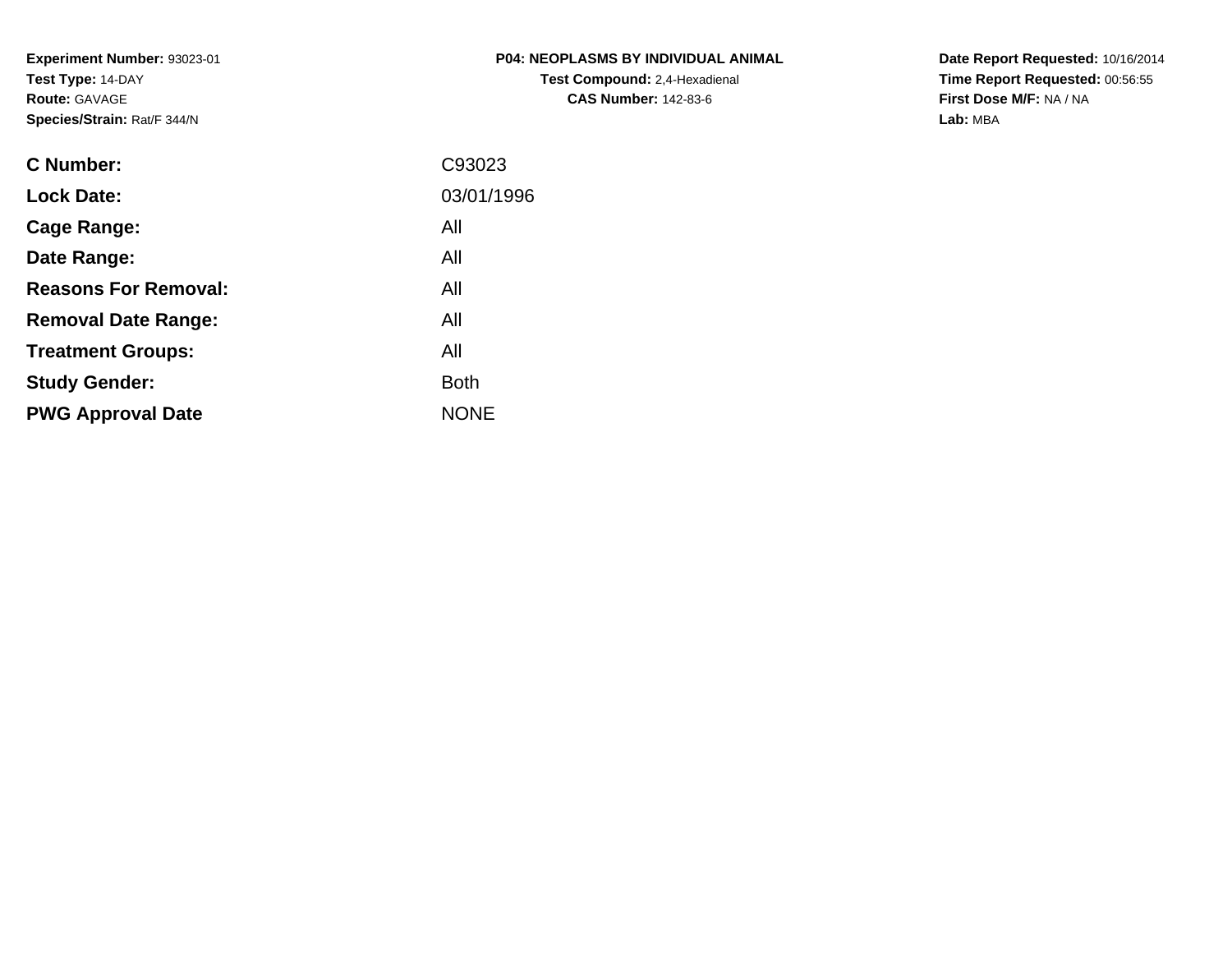**Experiment Number:** 93023-01
**Test Type:** 14-DAY
**Route:** GAVAGE
**Species/Strain:** Rat/F 344/N

**P04: NEOPLASMS BY INDIVIDUAL ANIMAL**
**Test Compound:** 2,4-Hexadienal
**CAS Number:** 142-83-6

**Date Report Requested:** 10/16/2014
**Time Report Requested:** 00:56:55
**First Dose M/F:** NA / NA
**Lab:** MBA

| | |
|---|---|
| **C Number:** | C93023 |
| **Lock Date:** | 03/01/1996 |
| **Cage Range:** | All |
| **Date Range:** | All |
| **Reasons For Removal:** | All |
| **Removal Date Range:** | All |
| **Treatment Groups:** | All |
| **Study Gender:** | Both |
| **PWG Approval Date** | NONE |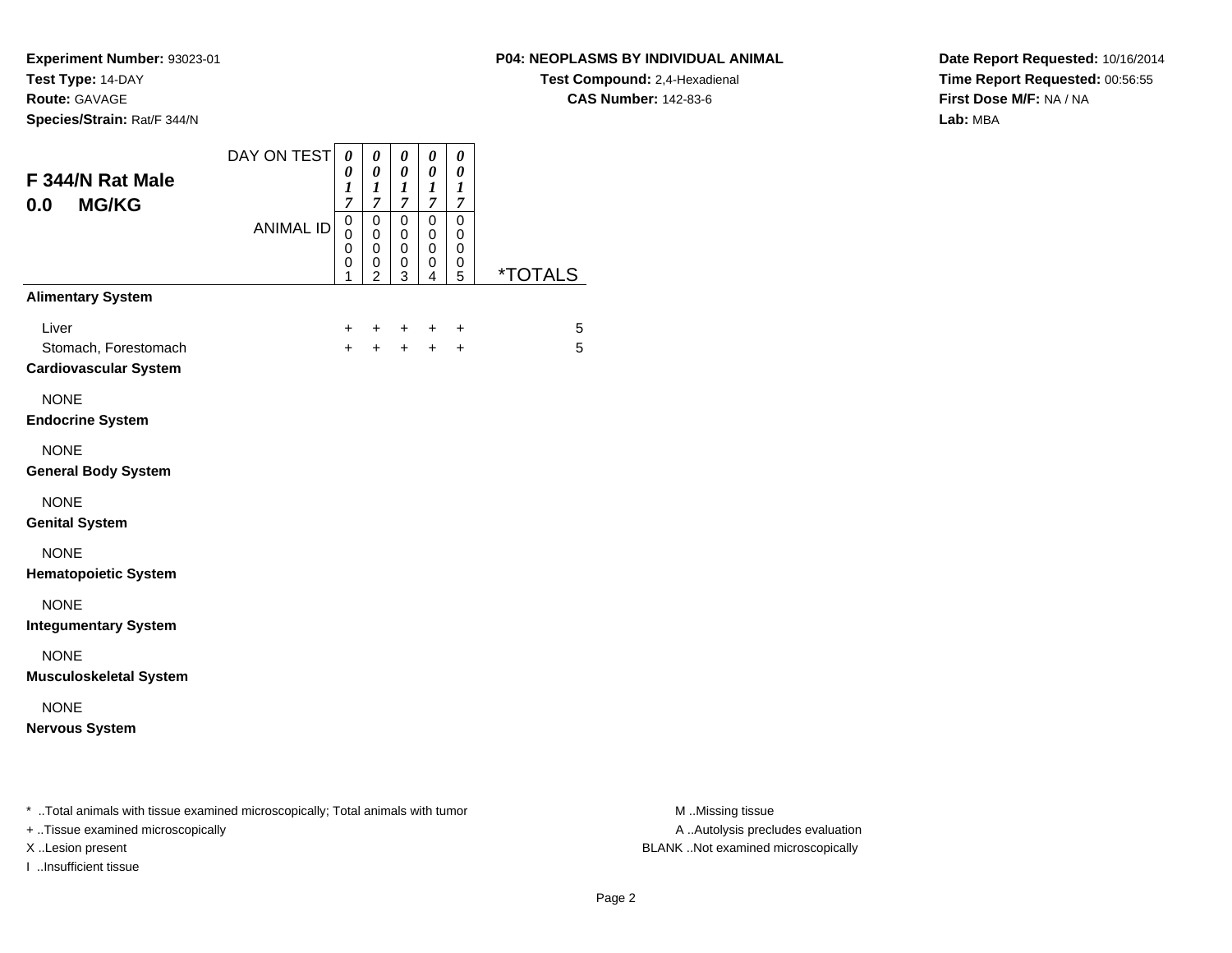**Experiment Number:** 93023-01
**Test Type:** 14-DAY
**Route:** GAVAGE
**Species/Strain:** Rat/F 344/N

**P04: NEOPLASMS BY INDIVIDUAL ANIMAL**
**Test Compound:** 2,4-Hexadienal
**CAS Number:** 142-83-6

**Date Report Requested:** 10/16/2014
**Time Report Requested:** 00:56:55
**First Dose M/F:** NA / NA
**Lab:** MBA

## F 344/N Rat Male
## 0.0 MG/KG

| DAY ON TEST | 0017 | 0017 | 0017 | 0017 | 0017 | |
|---|---|---|---|---|---|---|
| ANIMAL ID | 00001 | 00002 | 00003 | 00004 | 00005 | *TOTALS |
| **Alimentary System** | | | | | | |
| Liver | + | + | + | + | + | 5 |
| Stomach, Forestomach | + | + | + | + | + | 5 |
| **Cardiovascular System** | | | | | | |
| NONE | | | | | | |
| **Endocrine System** | | | | | | |
| NONE | | | | | | |
| **General Body System** | | | | | | |
| NONE | | | | | | |
| **Genital System** | | | | | | |
| NONE | | | | | | |
| **Hematopoietic System** | | | | | | |
| NONE | | | | | | |
| **Integumentary System** | | | | | | |
| NONE | | | | | | |
| **Musculoskeletal System** | | | | | | |
| NONE | | | | | | |
| **Nervous System** | | | | | | |

* ..Total animals with tissue examined microscopically; Total animals with tumor
+ ..Tissue examined microscopically
X ..Lesion present
I ..Insufficient tissue

M ..Missing tissue
A ..Autolysis precludes evaluation
BLANK ..Not examined microscopically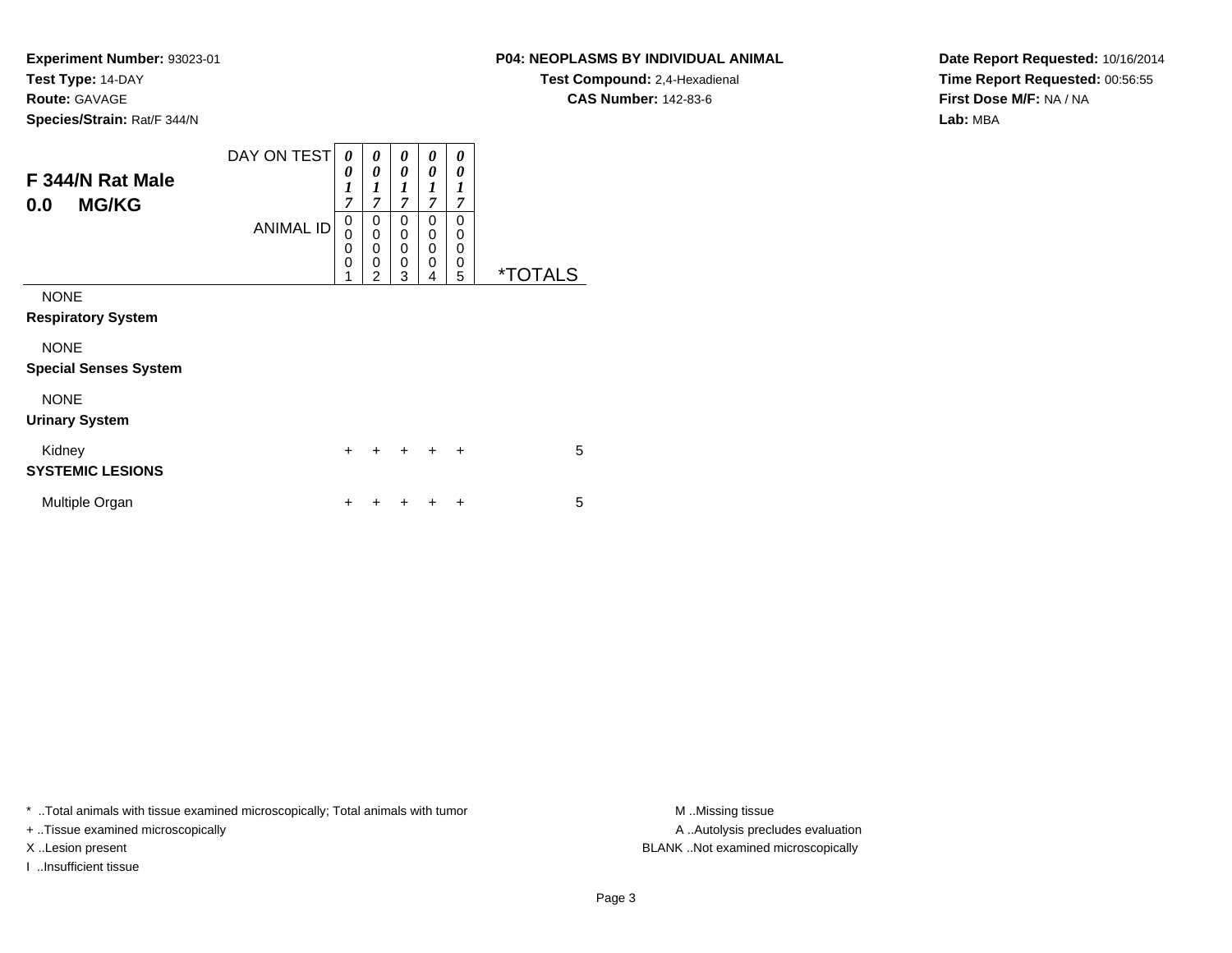**Experiment Number:** 93023-01
**Test Type:** 14-DAY
**Route:** GAVAGE
**Species/Strain:** Rat/F 344/N

**P04: NEOPLASMS BY INDIVIDUAL ANIMAL**
**Test Compound:** 2,4-Hexadienal
**CAS Number:** 142-83-6

**Date Report Requested:** 10/16/2014
**Time Report Requested:** 00:56:55
**First Dose M/F:** NA / NA
**Lab:** MBA

## F 344/N Rat Male
## 0.0 MG/KG

| | | | | | | |
|---|---|---|---|---|---|---|
| DAY ON TEST | 0017 | 0017 | 0017 | 0017 | 0017 | |
| ANIMAL ID | 00001 | 00002 | 00003 | 00004 | 00005 | *TOTALS |
| NONE | | | | | | |
| **Respiratory System** | | | | | | |
| NONE | | | | | | |
| **Special Senses System** | | | | | | |
| NONE | | | | | | |
| **Urinary System** | | | | | | |
| Kidney | + | + | + | + | + | 5 |
| **SYSTEMIC LESIONS** | | | | | | |
| Multiple Organ | + | + | + | + | + | 5 |

* ..Total animals with tissue examined microscopically; Total animals with tumor
+ ..Tissue examined microscopically
X ..Lesion present
I ..Insufficient tissue

M ..Missing tissue
A ..Autolysis precludes evaluation
BLANK ..Not examined microscopically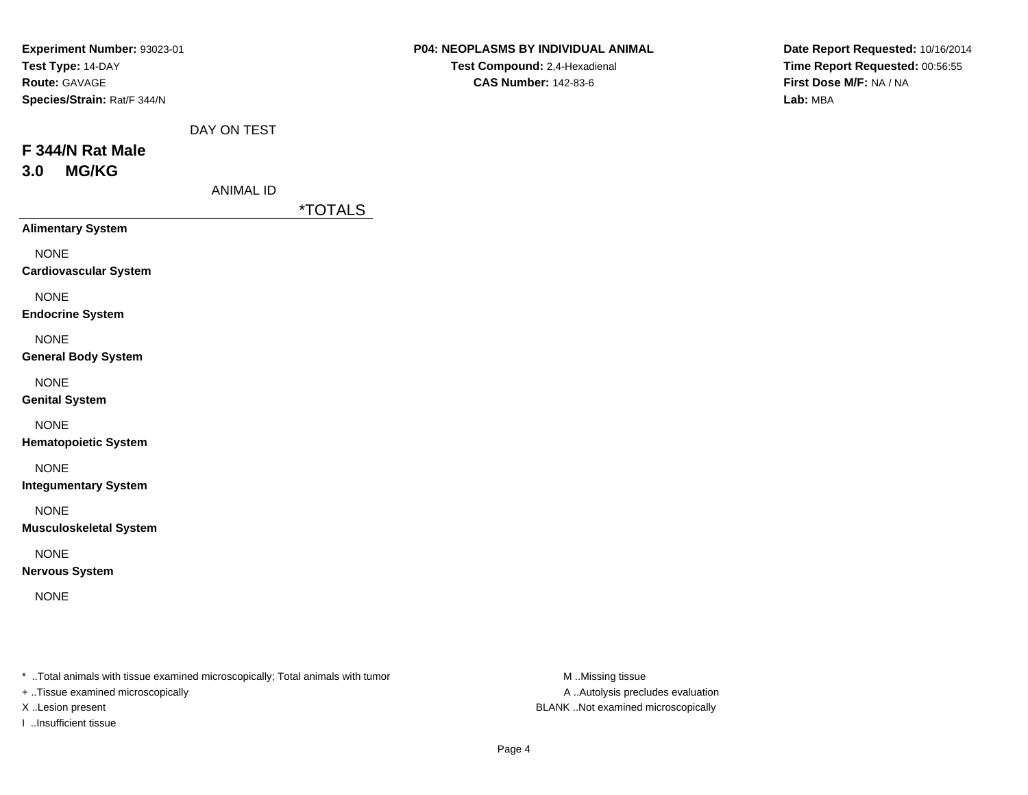**Experiment Number:** 93023-01
**Test Type:** 14-DAY
**Route:** GAVAGE
**Species/Strain:** Rat/F 344/N

**P04: NEOPLASMS BY INDIVIDUAL ANIMAL**
**Test Compound:** 2,4-Hexadienal
**CAS Number:** 142-83-6

**Date Report Requested:** 10/16/2014
**Time Report Requested:** 00:56:55
**First Dose M/F:** NA / NA
**Lab:** MBA

DAY ON TEST

## F 344/N Rat Male
## 3.0 MG/KG

ANIMAL ID

| | *TOTALS |
|---|---|
| **Alimentary System** | |
| NONE | |
| **Cardiovascular System** | |
| NONE | |
| **Endocrine System** | |
| NONE | |
| **General Body System** | |
| NONE | |
| **Genital System** | |
| NONE | |
| **Hematopoietic System** | |
| NONE | |
| **Integumentary System** | |
| NONE | |
| **Musculoskeletal System** | |
| NONE | |
| **Nervous System** | |
| NONE | |

* ..Total animals with tissue examined microscopically; Total animals with tumor
+ ..Tissue examined microscopically
X ..Lesion present
I ..Insufficient tissue

M ..Missing tissue
A ..Autolysis precludes evaluation
BLANK ..Not examined microscopically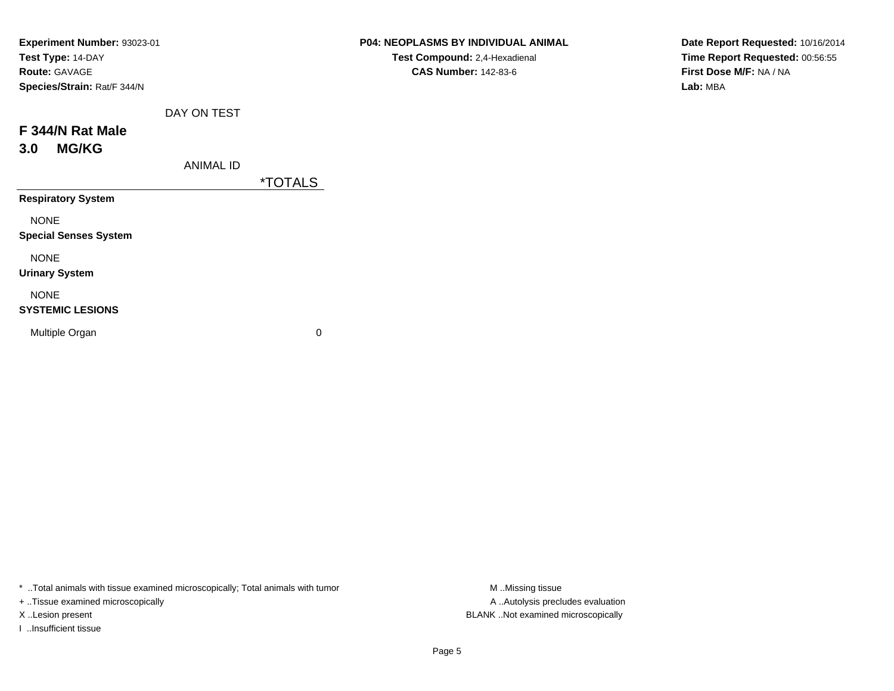**Experiment Number:** 93023-01
**Test Type:** 14-DAY
**Route:** GAVAGE
**Species/Strain:** Rat/F 344/N

**P04: NEOPLASMS BY INDIVIDUAL ANIMAL**
**Test Compound:** 2,4-Hexadienal
**CAS Number:** 142-83-6

**Date Report Requested:** 10/16/2014
**Time Report Requested:** 00:56:55
**First Dose M/F:** NA / NA
**Lab:** MBA

## F 344/N Rat Male
## 3.0 MG/KG

| DAY ON TEST / ANIMAL ID | *TOTALS |
|---|---|
| **Respiratory System** | |
| NONE | |
| **Special Senses System** | |
| NONE | |
| **Urinary System** | |
| NONE | |
| **SYSTEMIC LESIONS** | |
| Multiple Organ | 0 |

* ..Total animals with tissue examined microscopically; Total animals with tumor
+ ..Tissue examined microscopically
X ..Lesion present
I ..Insufficient tissue

M ..Missing tissue
A ..Autolysis precludes evaluation
BLANK ..Not examined microscopically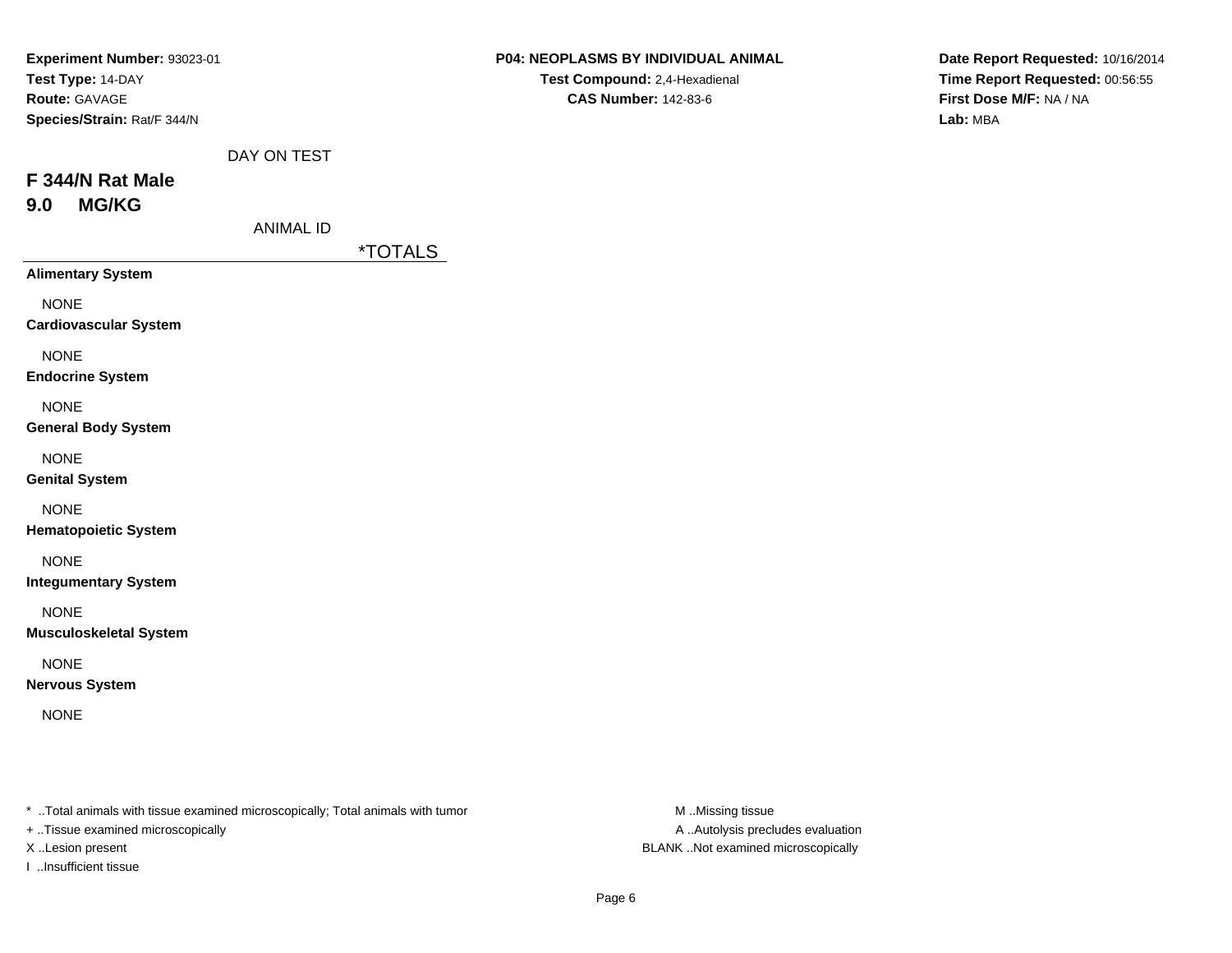**Experiment Number:** 93023-01
**Test Type:** 14-DAY
**Route:** GAVAGE
**Species/Strain:** Rat/F 344/N

**P04: NEOPLASMS BY INDIVIDUAL ANIMAL**
**Test Compound:** 2,4-Hexadienal
**CAS Number:** 142-83-6

**Date Report Requested:** 10/16/2014
**Time Report Requested:** 00:56:55
**First Dose M/F:** NA / NA
**Lab:** MBA

DAY ON TEST

## F 344/N Rat Male
## 9.0 MG/KG

ANIMAL ID

| | *TOTALS |
|---|---|
| **Alimentary System** | |
| NONE | |
| **Cardiovascular System** | |
| NONE | |
| **Endocrine System** | |
| NONE | |
| **General Body System** | |
| NONE | |
| **Genital System** | |
| NONE | |
| **Hematopoietic System** | |
| NONE | |
| **Integumentary System** | |
| NONE | |
| **Musculoskeletal System** | |
| NONE | |
| **Nervous System** | |
| NONE | |

* ..Total animals with tissue examined microscopically; Total animals with tumor
+ ..Tissue examined microscopically
X ..Lesion present
I ..Insufficient tissue

M ..Missing tissue
A ..Autolysis precludes evaluation
BLANK ..Not examined microscopically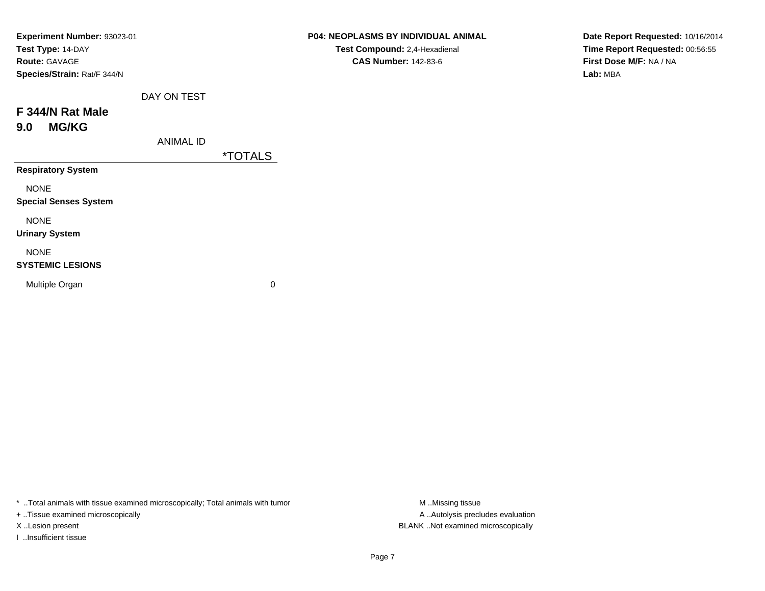**Experiment Number:** 93023-01
**Test Type:** 14-DAY
**Route:** GAVAGE
**Species/Strain:** Rat/F 344/N

**P04: NEOPLASMS BY INDIVIDUAL ANIMAL**
**Test Compound:** 2,4-Hexadienal
**CAS Number:** 142-83-6

**Date Report Requested:** 10/16/2014
**Time Report Requested:** 00:56:55
**First Dose M/F:** NA / NA
**Lab:** MBA

## F 344/N Rat Male
## 9.0 MG/KG

| DAY ON TEST / ANIMAL ID | *TOTALS |
|---|---|
| **Respiratory System** | |
| NONE | |
| **Special Senses System** | |
| NONE | |
| **Urinary System** | |
| NONE | |
| **SYSTEMIC LESIONS** | |
| Multiple Organ | 0 |

* ..Total animals with tissue examined microscopically; Total animals with tumor
+ ..Tissue examined microscopically
X ..Lesion present
I ..Insufficient tissue

M ..Missing tissue
A ..Autolysis precludes evaluation
BLANK ..Not examined microscopically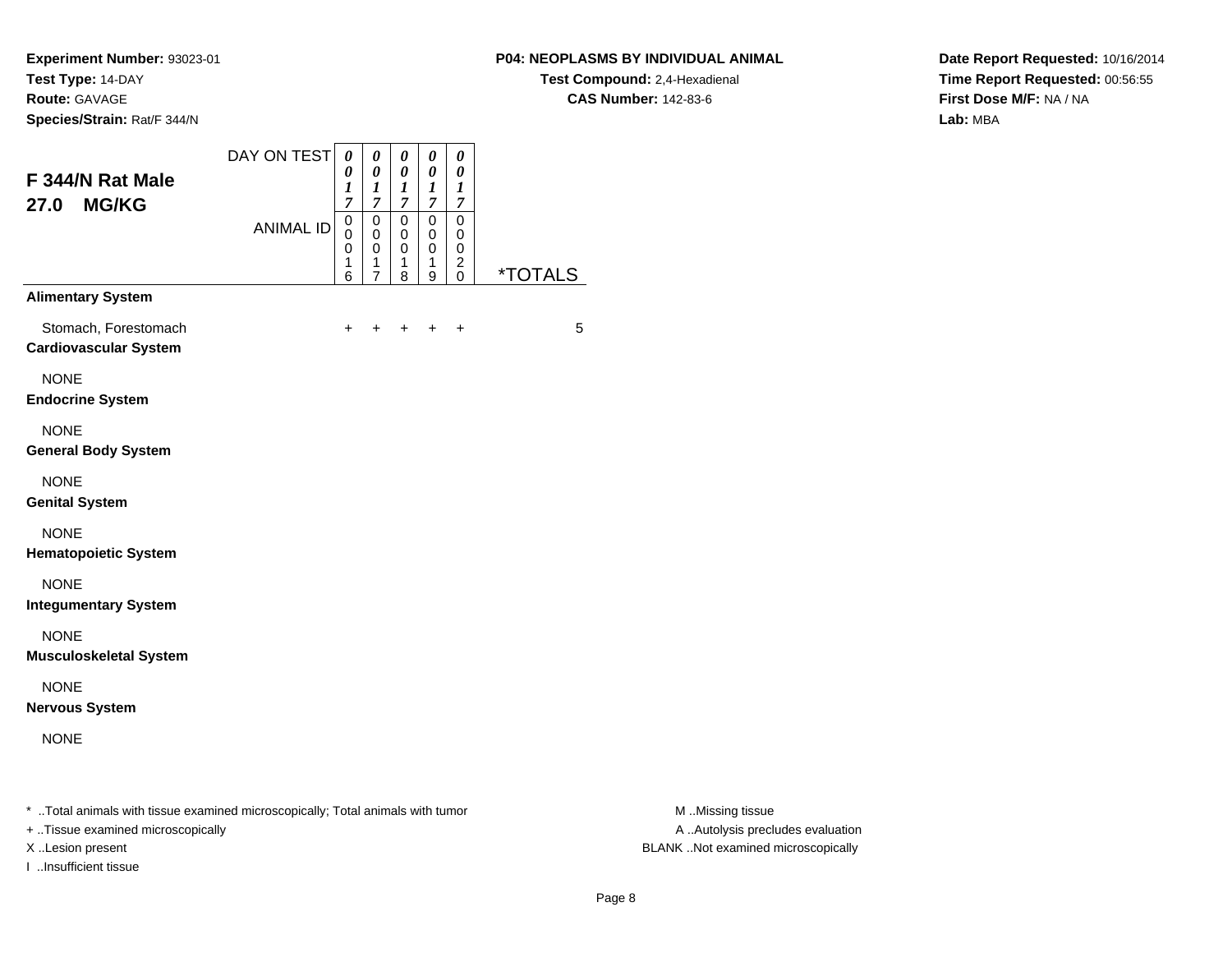**Experiment Number:** 93023-01
**Test Type:** 14-DAY
**Route:** GAVAGE
**Species/Strain:** Rat/F 344/N

**P04: NEOPLASMS BY INDIVIDUAL ANIMAL**
**Test Compound:** 2,4-Hexadienal
**CAS Number:** 142-83-6

**Date Report Requested:** 10/16/2014
**Time Report Requested:** 00:56:55
**First Dose M/F:** NA / NA
**Lab:** MBA

## F 344/N Rat Male 27.0 MG/KG

| DAY ON TEST | 0017 | 0017 | 0017 | 0017 | 0017 | |
|---|---|---|---|---|---|---|
| **ANIMAL ID** | 00016 | 00017 | 00018 | 00019 | 00020 | ***TOTALS** |
| **Alimentary System** | | | | | | |
| Stomach, Forestomach | + | + | + | + | + | 5 |
| **Cardiovascular System** | | | | | | |
| NONE | | | | | | |
| **Endocrine System** | | | | | | |
| NONE | | | | | | |
| **General Body System** | | | | | | |
| NONE | | | | | | |
| **Genital System** | | | | | | |
| NONE | | | | | | |
| **Hematopoietic System** | | | | | | |
| NONE | | | | | | |
| **Integumentary System** | | | | | | |
| NONE | | | | | | |
| **Musculoskeletal System** | | | | | | |
| NONE | | | | | | |
| **Nervous System** | | | | | | |
| NONE | | | | | | |

* ..Total animals with tissue examined microscopically; Total animals with tumor
+ ..Tissue examined microscopically
X ..Lesion present
I ..Insufficient tissue

M ..Missing tissue
A ..Autolysis precludes evaluation
BLANK ..Not examined microscopically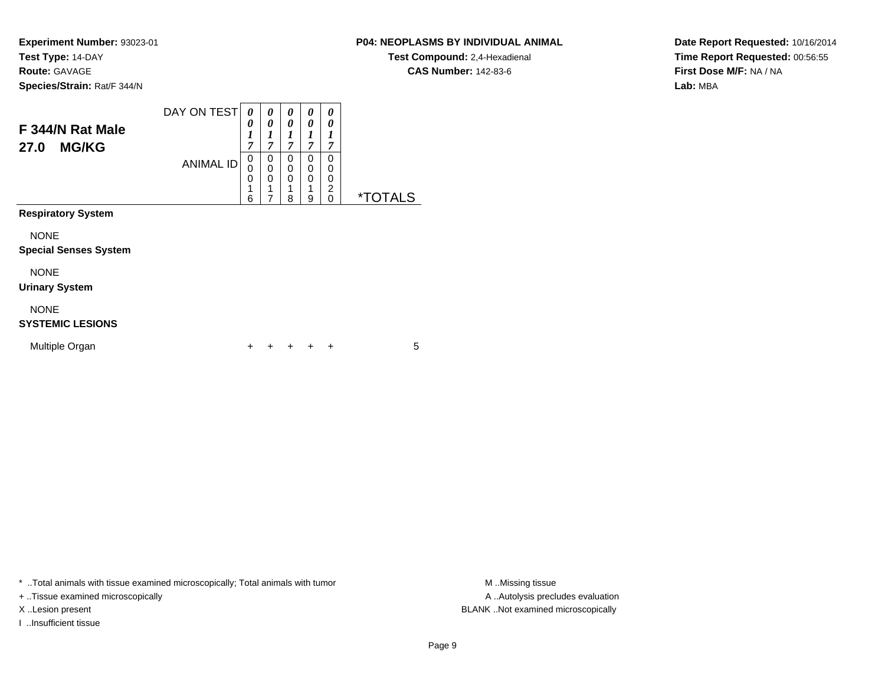**Experiment Number:** 93023-01
**Test Type:** 14-DAY
**Route:** GAVAGE
**Species/Strain:** Rat/F 344/N

**P04: NEOPLASMS BY INDIVIDUAL ANIMAL**
**Test Compound:** 2,4-Hexadienal
**CAS Number:** 142-83-6

**Date Report Requested:** 10/16/2014
**Time Report Requested:** 00:56:55
**First Dose M/F:** NA / NA
**Lab:** MBA

## F 344/N Rat Male
## 27.0 MG/KG

| DAY ON TEST | 0017 | 0017 | 0017 | 0017 | 0017 | |
|---|---|---|---|---|---|---|
| ANIMAL ID | 00016 | 00017 | 00018 | 00019 | 00020 | *TOTALS |
| **Respiratory System** | | | | | | |
| NONE | | | | | | |
| **Special Senses System** | | | | | | |
| NONE | | | | | | |
| **Urinary System** | | | | | | |
| NONE | | | | | | |
| **SYSTEMIC LESIONS** | | | | | | |
| Multiple Organ | + | + | + | + | + | 5 |

* ..Total animals with tissue examined microscopically; Total animals with tumor
+ ..Tissue examined microscopically
X ..Lesion present
I ..Insufficient tissue

M ..Missing tissue
A ..Autolysis precludes evaluation
BLANK ..Not examined microscopically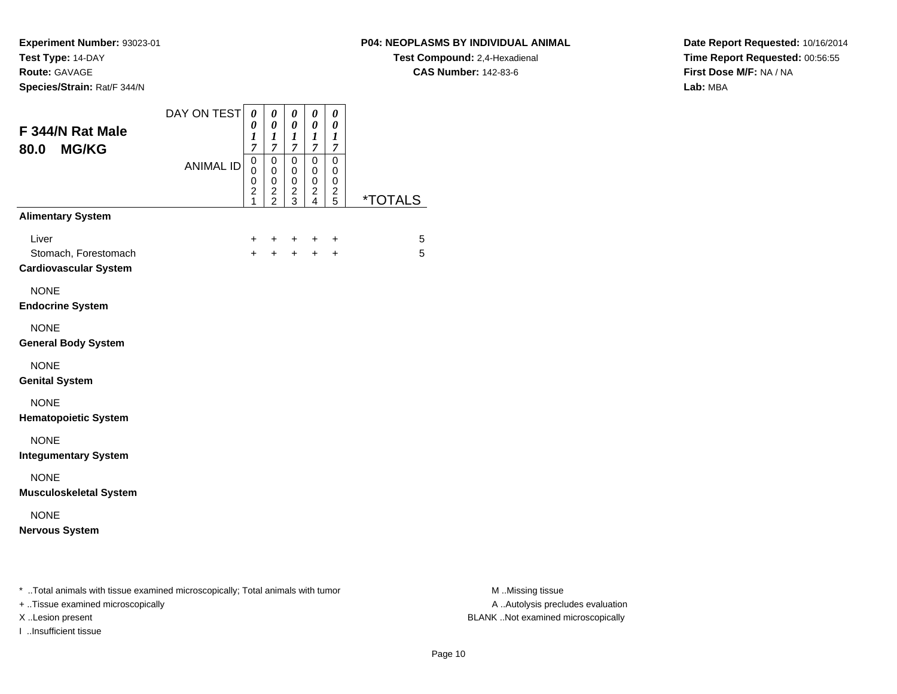**Experiment Number:** 93023-01
**Test Type:** 14-DAY
**Route:** GAVAGE
**Species/Strain:** Rat/F 344/N

**P04: NEOPLASMS BY INDIVIDUAL ANIMAL**
**Test Compound:** 2,4-Hexadienal
**CAS Number:** 142-83-6

**Date Report Requested:** 10/16/2014
**Time Report Requested:** 00:56:55
**First Dose M/F:** NA / NA
**Lab:** MBA

## F 344/N Rat Male
## 80.0 MG/KG

| DAY ON TEST | 0017 | 0017 | 0017 | 0017 | 0017 | |
|---|---|---|---|---|---|---|
| ANIMAL ID | 00021 | 00022 | 00023 | 00024 | 00025 | *TOTALS |
| **Alimentary System** | | | | | | |
| Liver | + | + | + | + | + | 5 |
| Stomach, Forestomach | + | + | + | + | + | 5 |
| **Cardiovascular System** | | | | | | |
| NONE | | | | | | |
| **Endocrine System** | | | | | | |
| NONE | | | | | | |
| **General Body System** | | | | | | |
| NONE | | | | | | |
| **Genital System** | | | | | | |
| NONE | | | | | | |
| **Hematopoietic System** | | | | | | |
| NONE | | | | | | |
| **Integumentary System** | | | | | | |
| NONE | | | | | | |
| **Musculoskeletal System** | | | | | | |
| NONE | | | | | | |
| **Nervous System** | | | | | | |

* ..Total animals with tissue examined microscopically; Total animals with tumor
+ ..Tissue examined microscopically
X ..Lesion present
I ..Insufficient tissue

M ..Missing tissue
A ..Autolysis precludes evaluation
BLANK ..Not examined microscopically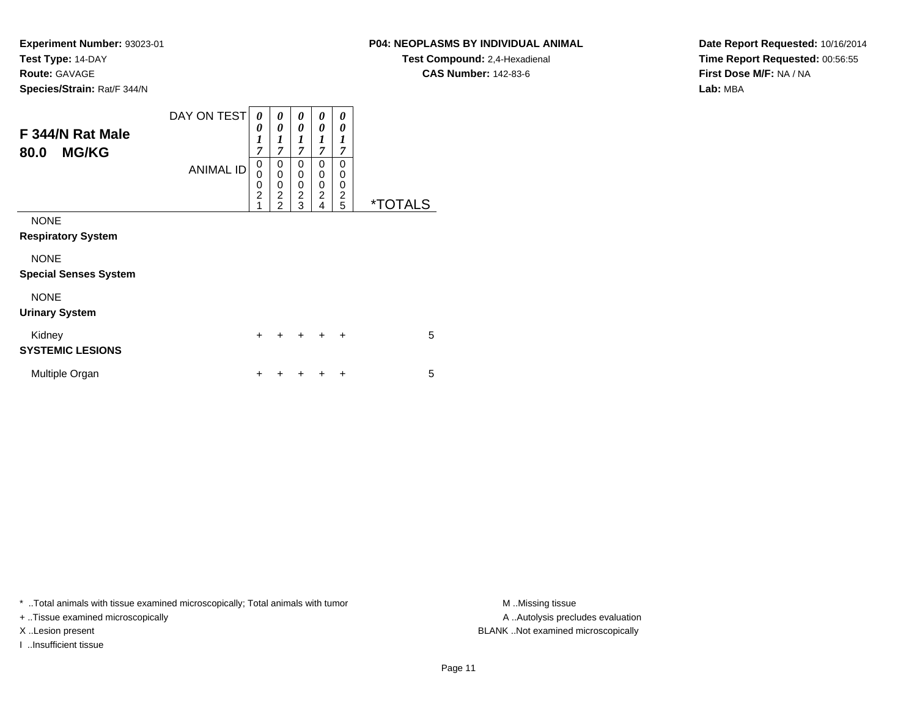**Experiment Number:** 93023-01
**Test Type:** 14-DAY
**Route:** GAVAGE
**Species/Strain:** Rat/F 344/N

**P04: NEOPLASMS BY INDIVIDUAL ANIMAL**
**Test Compound:** 2,4-Hexadienal
**CAS Number:** 142-83-6

**Date Report Requested:** 10/16/2014
**Time Report Requested:** 00:56:55
**First Dose M/F:** NA / NA
**Lab:** MBA

## F 344/N Rat Male
## 80.0 MG/KG

| DAY ON TEST | 0017 | 0017 | 0017 | 0017 | 0017 | |
|---|---|---|---|---|---|---|
| **ANIMAL ID** | 00021 | 00022 | 00023 | 00024 | 00025 | ***TOTALS** |
| NONE | | | | | | |
| **Respiratory System** | | | | | | |
| NONE | | | | | | |
| **Special Senses System** | | | | | | |
| NONE | | | | | | |
| **Urinary System** | | | | | | |
| Kidney | + | + | + | + | + | 5 |
| **SYSTEMIC LESIONS** | | | | | | |
| Multiple Organ | + | + | + | + | + | 5 |

* ..Total animals with tissue examined microscopically; Total animals with tumor
+ ..Tissue examined microscopically
X ..Lesion present
I ..Insufficient tissue

M ..Missing tissue
A ..Autolysis precludes evaluation
BLANK ..Not examined microscopically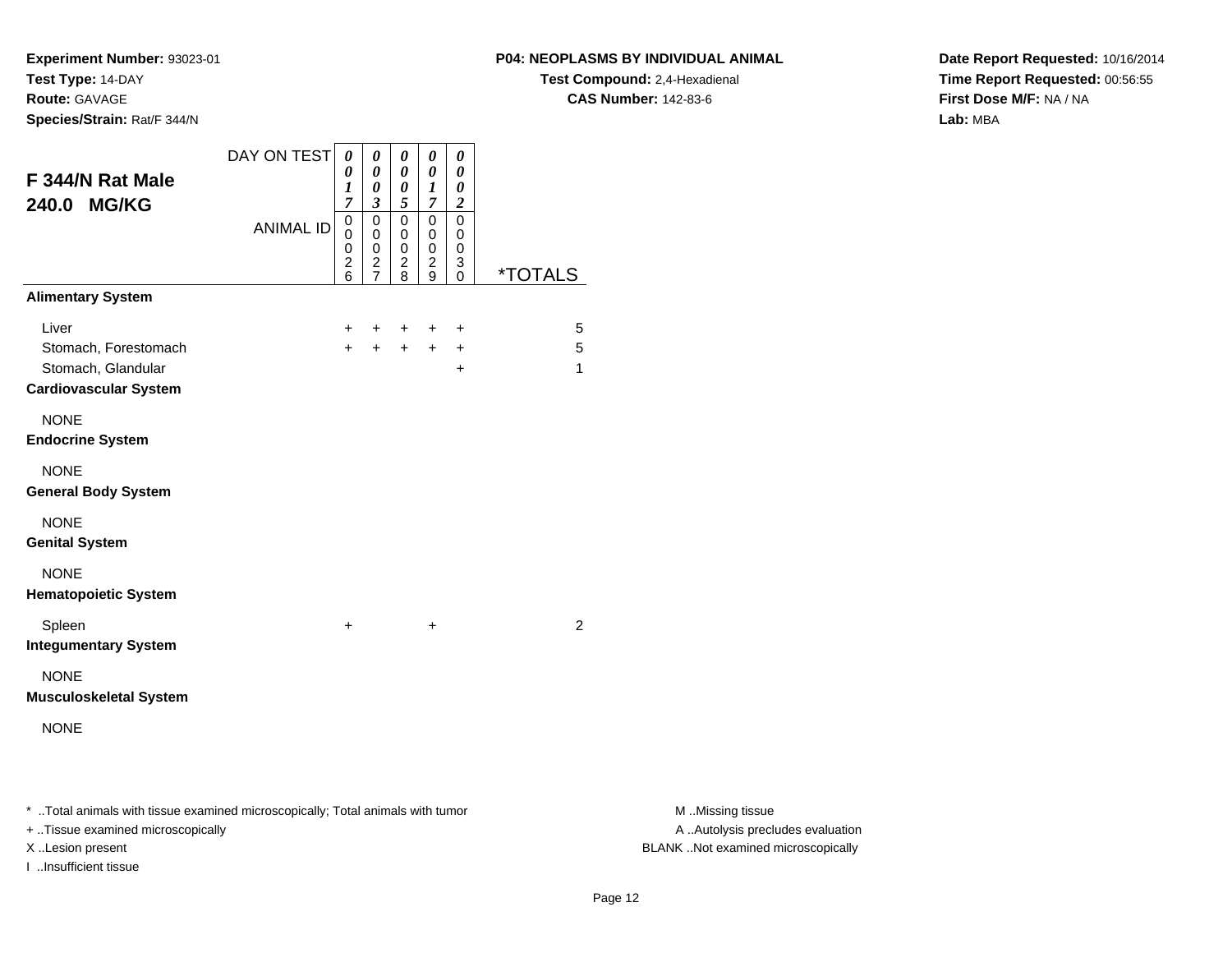**Experiment Number:** 93023-01
**Test Type:** 14-DAY
**Route:** GAVAGE
**Species/Strain:** Rat/F 344/N

**P04: NEOPLASMS BY INDIVIDUAL ANIMAL**
**Test Compound:** 2,4-Hexadienal
**CAS Number:** 142-83-6

**Date Report Requested:** 10/16/2014
**Time Report Requested:** 00:56:55
**First Dose M/F:** NA / NA
**Lab:** MBA

## F 344/N Rat Male
## 240.0 MG/KG

| DAY ON TEST | 0017 | 0003 | 0005 | 0017 | 0002 | |
|---|---|---|---|---|---|---|
| ANIMAL ID | 00026 | 00027 | 00028 | 00029 | 00030 | *TOTALS |
| **Alimentary System** | | | | | | |
| Liver | + | + | + | + | + | 5 |
| Stomach, Forestomach | + | + | + | + | + | 5 |
| Stomach, Glandular | | | | | + | 1 |
| **Cardiovascular System** | | | | | | |
| NONE | | | | | | |
| **Endocrine System** | | | | | | |
| NONE | | | | | | |
| **General Body System** | | | | | | |
| NONE | | | | | | |
| **Genital System** | | | | | | |
| NONE | | | | | | |
| **Hematopoietic System** | | | | | | |
| Spleen | + | | | + | | 2 |
| **Integumentary System** | | | | | | |
| NONE | | | | | | |
| **Musculoskeletal System** | | | | | | |
| NONE | | | | | | |

* ..Total animals with tissue examined microscopically; Total animals with tumor
+ ..Tissue examined microscopically
X ..Lesion present
I ..Insufficient tissue

M ..Missing tissue
A ..Autolysis precludes evaluation
BLANK ..Not examined microscopically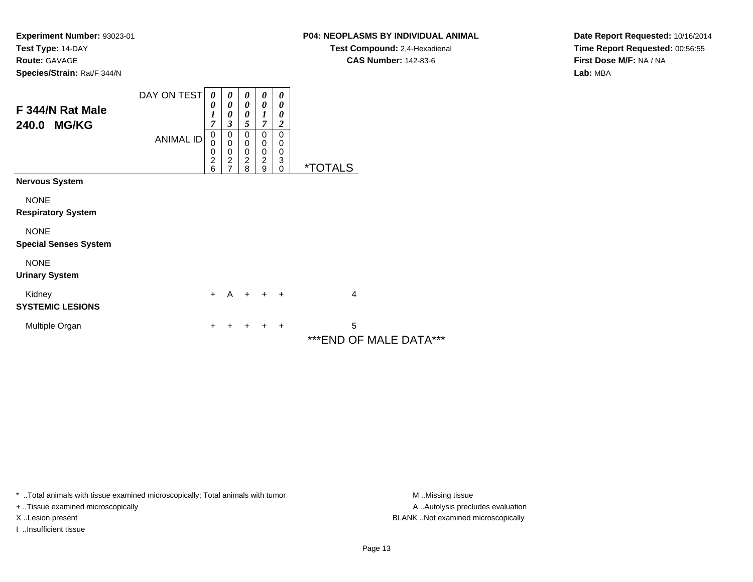**Experiment Number:** 93023-01
**Test Type:** 14-DAY
**Route:** GAVAGE
**Species/Strain:** Rat/F 344/N

**P04: NEOPLASMS BY INDIVIDUAL ANIMAL**
**Test Compound:** 2,4-Hexadienal
**CAS Number:** 142-83-6

**Date Report Requested:** 10/16/2014
**Time Report Requested:** 00:56:55
**First Dose M/F:** NA / NA
**Lab:** MBA

## F 344/N Rat Male 240.0 MG/KG

| DAY ON TEST | 0017 | 0003 | 0005 | 0017 | 0002 | |
|---|---|---|---|---|---|---|
| ANIMAL ID | 00026 | 00027 | 00028 | 00029 | 00030 | *TOTALS |
| **Nervous System** | | | | | | |
| NONE | | | | | | |
| **Respiratory System** | | | | | | |
| NONE | | | | | | |
| **Special Senses System** | | | | | | |
| NONE | | | | | | |
| **Urinary System** | | | | | | |
| Kidney | + | A | + | + | + | 4 |
| **SYSTEMIC LESIONS** | | | | | | |
| Multiple Organ | + | + | + | + | + | 5 |

***END OF MALE DATA***

* ..Total animals with tissue examined microscopically; Total animals with tumor
+ ..Tissue examined microscopically
X ..Lesion present
I ..Insufficient tissue

M ..Missing tissue
A ..Autolysis precludes evaluation
BLANK ..Not examined microscopically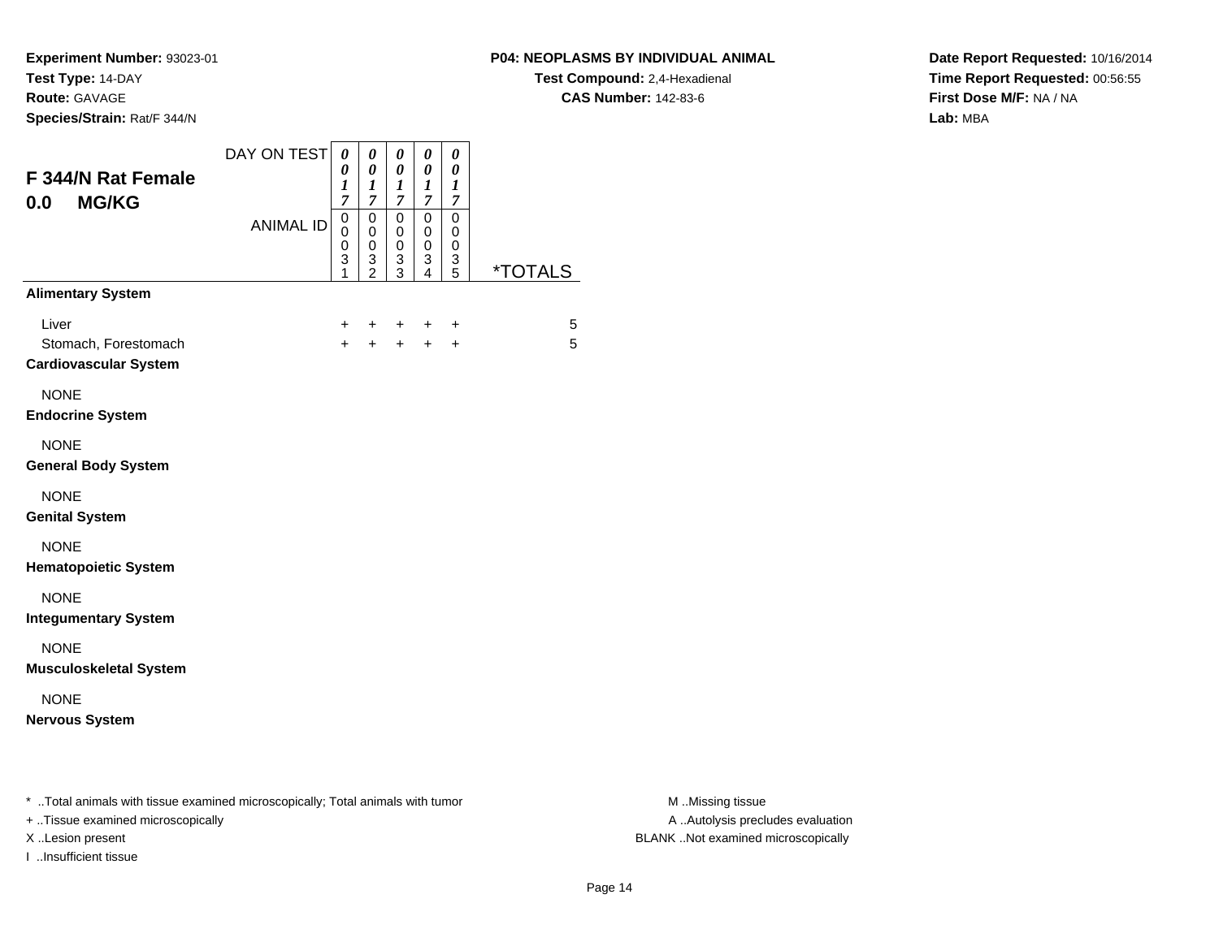**Experiment Number:** 93023-01
**Test Type:** 14-DAY
**Route:** GAVAGE
**Species/Strain:** Rat/F 344/N

**P04: NEOPLASMS BY INDIVIDUAL ANIMAL**
**Test Compound:** 2,4-Hexadienal
**CAS Number:** 142-83-6

**Date Report Requested:** 10/16/2014
**Time Report Requested:** 00:56:55
**First Dose M/F:** NA / NA
**Lab:** MBA

## F 344/N Rat Female
## 0.0 MG/KG

| | | | | | | |
|---|---|---|---|---|---|---|
| DAY ON TEST | 0017 | 0017 | 0017 | 0017 | 0017 | |
| ANIMAL ID | 00031 | 00032 | 00033 | 00034 | 00035 | *TOTALS |
| **Alimentary System** | | | | | | |
| Liver | + | + | + | + | + | 5 |
| Stomach, Forestomach | + | + | + | + | + | 5 |
| **Cardiovascular System** | | | | | | |
| NONE | | | | | | |
| **Endocrine System** | | | | | | |
| NONE | | | | | | |
| **General Body System** | | | | | | |
| NONE | | | | | | |
| **Genital System** | | | | | | |
| NONE | | | | | | |
| **Hematopoietic System** | | | | | | |
| NONE | | | | | | |
| **Integumentary System** | | | | | | |
| NONE | | | | | | |
| **Musculoskeletal System** | | | | | | |
| NONE | | | | | | |
| **Nervous System** | | | | | | |

* ..Total animals with tissue examined microscopically; Total animals with tumor
+ ..Tissue examined microscopically
X ..Lesion present
I ..Insufficient tissue

M ..Missing tissue
A ..Autolysis precludes evaluation
BLANK ..Not examined microscopically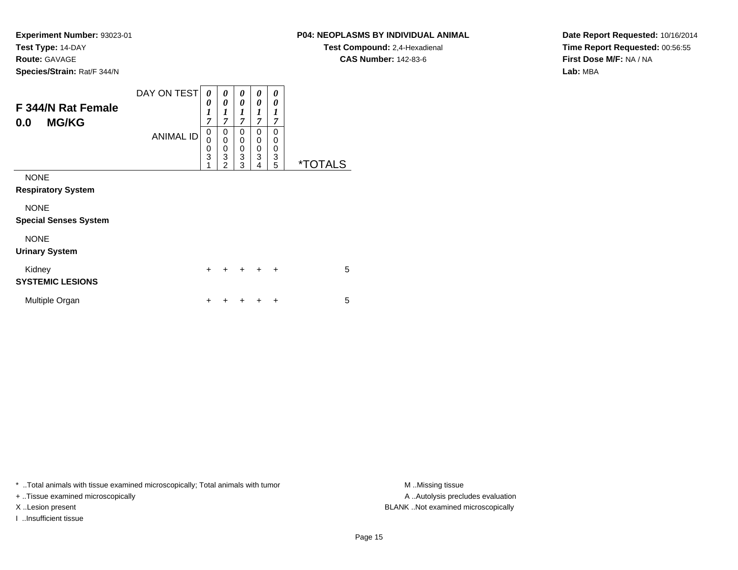**Experiment Number:** 93023-01
**Test Type:** 14-DAY
**Route:** GAVAGE
**Species/Strain:** Rat/F 344/N

**P04: NEOPLASMS BY INDIVIDUAL ANIMAL**
**Test Compound:** 2,4-Hexadienal
**CAS Number:** 142-83-6

**Date Report Requested:** 10/16/2014
**Time Report Requested:** 00:56:55
**First Dose M/F:** NA / NA
**Lab:** MBA

## F 344/N Rat Female
## 0.0 MG/KG

| DAY ON TEST | 0017 | 0017 | 0017 | 0017 | 0017 | |
|---|---|---|---|---|---|---|
| ANIMAL ID | 00031 | 00032 | 00033 | 00034 | 00035 | *TOTALS |
| NONE | | | | | | |
| **Respiratory System** | | | | | | |
| NONE | | | | | | |
| **Special Senses System** | | | | | | |
| NONE | | | | | | |
| **Urinary System** | | | | | | |
| Kidney | + | + | + | + | + | 5 |
| **SYSTEMIC LESIONS** | | | | | | |
| Multiple Organ | + | + | + | + | + | 5 |

\* ..Total animals with tissue examined microscopically; Total animals with tumor
+ ..Tissue examined microscopically
X ..Lesion present
I ..Insufficient tissue

M ..Missing tissue
A ..Autolysis precludes evaluation
BLANK ..Not examined microscopically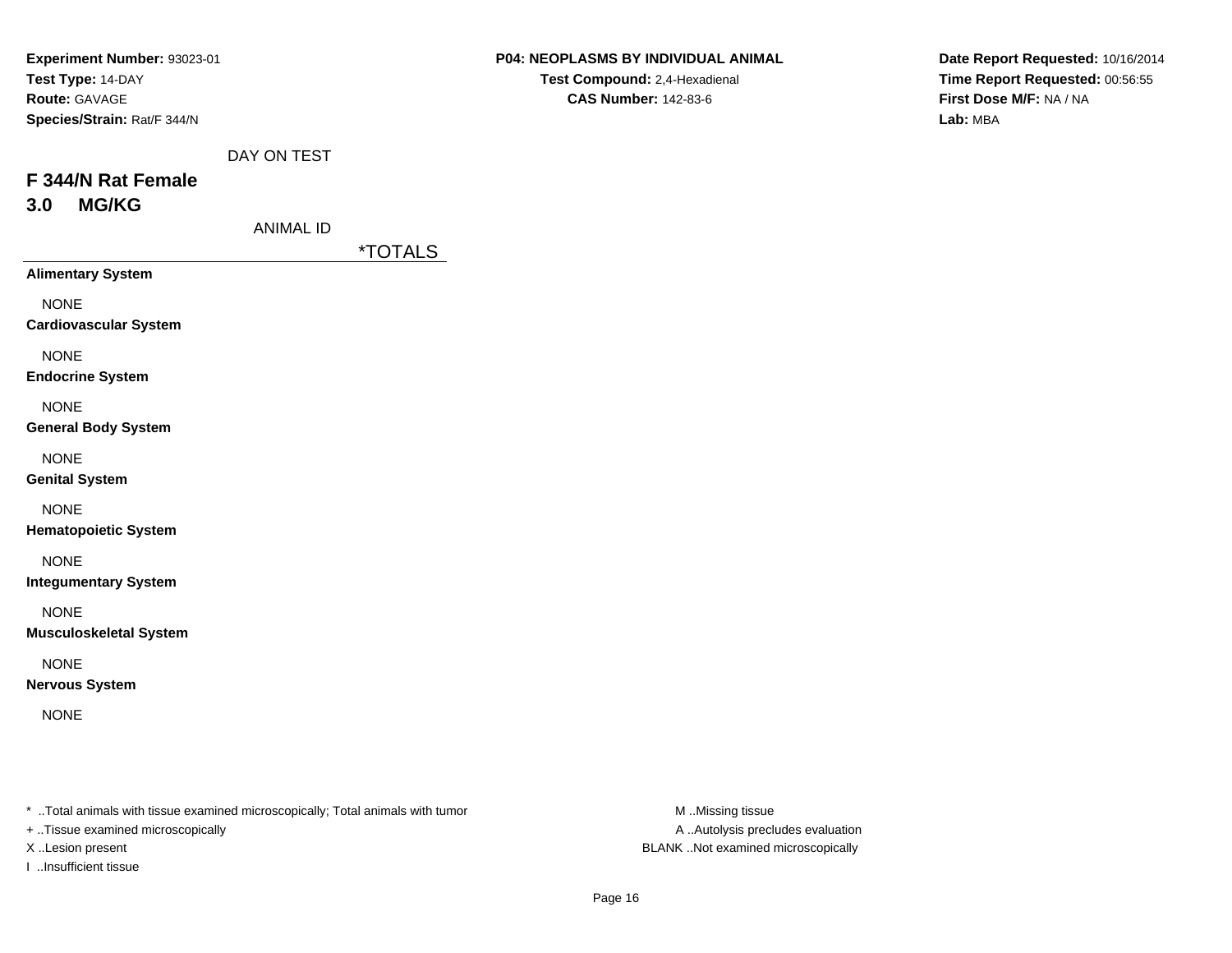**Experiment Number:** 93023-01
**Test Type:** 14-DAY
**Route:** GAVAGE
**Species/Strain:** Rat/F 344/N

**P04: NEOPLASMS BY INDIVIDUAL ANIMAL**
**Test Compound:** 2,4-Hexadienal
**CAS Number:** 142-83-6

**Date Report Requested:** 10/16/2014
**Time Report Requested:** 00:56:55
**First Dose M/F:** NA / NA
**Lab:** MBA

DAY ON TEST

## F 344/N Rat Female
## 3.0 MG/KG

ANIMAL ID

| | *TOTALS |
|---|---|
| **Alimentary System** | |
| NONE | |
| **Cardiovascular System** | |
| NONE | |
| **Endocrine System** | |
| NONE | |
| **General Body System** | |
| NONE | |
| **Genital System** | |
| NONE | |
| **Hematopoietic System** | |
| NONE | |
| **Integumentary System** | |
| NONE | |
| **Musculoskeletal System** | |
| NONE | |
| **Nervous System** | |
| NONE | |

* ..Total animals with tissue examined microscopically; Total animals with tumor
+ ..Tissue examined microscopically
X ..Lesion present
I ..Insufficient tissue

M ..Missing tissue
A ..Autolysis precludes evaluation
BLANK ..Not examined microscopically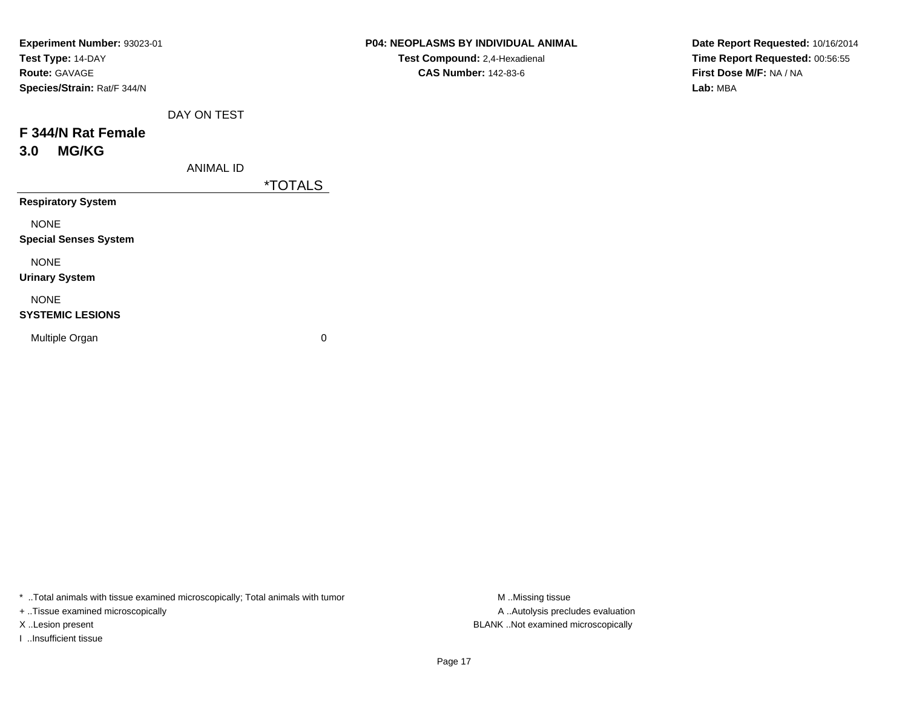**Experiment Number:** 93023-01
**Test Type:** 14-DAY
**Route:** GAVAGE
**Species/Strain:** Rat/F 344/N

**P04: NEOPLASMS BY INDIVIDUAL ANIMAL**
**Test Compound:** 2,4-Hexadienal
**CAS Number:** 142-83-6

**Date Report Requested:** 10/16/2014
**Time Report Requested:** 00:56:55
**First Dose M/F:** NA / NA
**Lab:** MBA

DAY ON TEST

## F 344/N Rat Female
## 3.0 MG/KG

ANIMAL ID

| | *TOTALS |
|---|---|
| **Respiratory System** | |
| NONE | |
| **Special Senses System** | |
| NONE | |
| **Urinary System** | |
| NONE | |
| **SYSTEMIC LESIONS** | |
| Multiple Organ | 0 |

* ..Total animals with tissue examined microscopically; Total animals with tumor
+ ..Tissue examined microscopically
X ..Lesion present
I ..Insufficient tissue

M ..Missing tissue
A ..Autolysis precludes evaluation
BLANK ..Not examined microscopically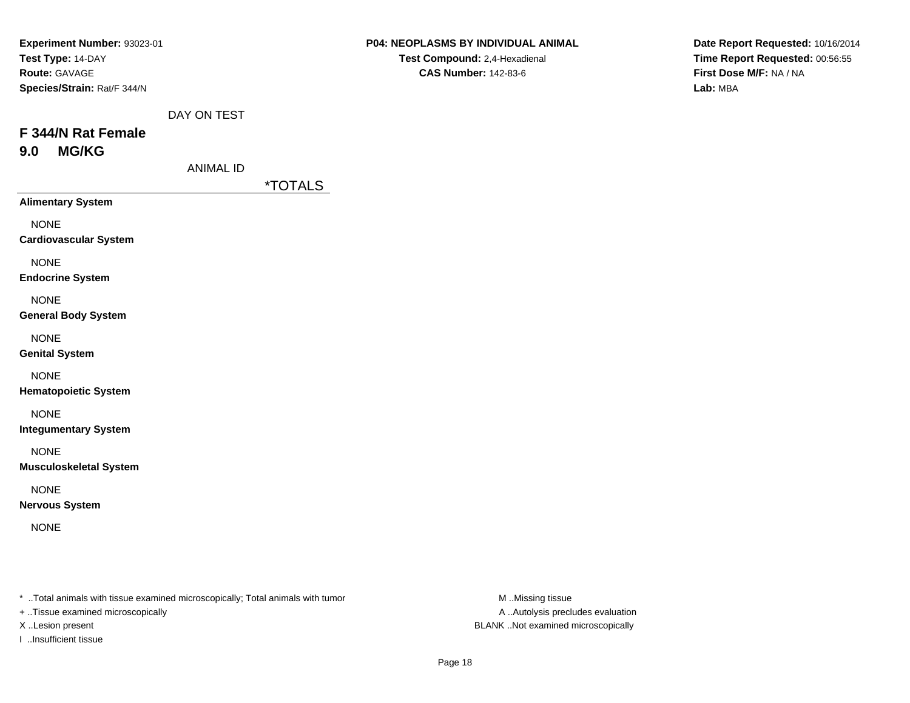**Experiment Number:** 93023-01
**Test Type:** 14-DAY
**Route:** GAVAGE
**Species/Strain:** Rat/F 344/N

**P04: NEOPLASMS BY INDIVIDUAL ANIMAL**
**Test Compound:** 2,4-Hexadienal
**CAS Number:** 142-83-6

**Date Report Requested:** 10/16/2014
**Time Report Requested:** 00:56:55
**First Dose M/F:** NA / NA
**Lab:** MBA

DAY ON TEST

## F 344/N Rat Female
## 9.0 MG/KG

ANIMAL ID

*TOTALS

**Alimentary System**

NONE

**Cardiovascular System**

NONE

**Endocrine System**

NONE

**General Body System**

NONE

**Genital System**

NONE

**Hematopoietic System**

NONE

**Integumentary System**

NONE

**Musculoskeletal System**

NONE

**Nervous System**

NONE

* ..Total animals with tissue examined microscopically; Total animals with tumor
+ ..Tissue examined microscopically
X ..Lesion present
I ..Insufficient tissue

M ..Missing tissue
A ..Autolysis precludes evaluation
BLANK ..Not examined microscopically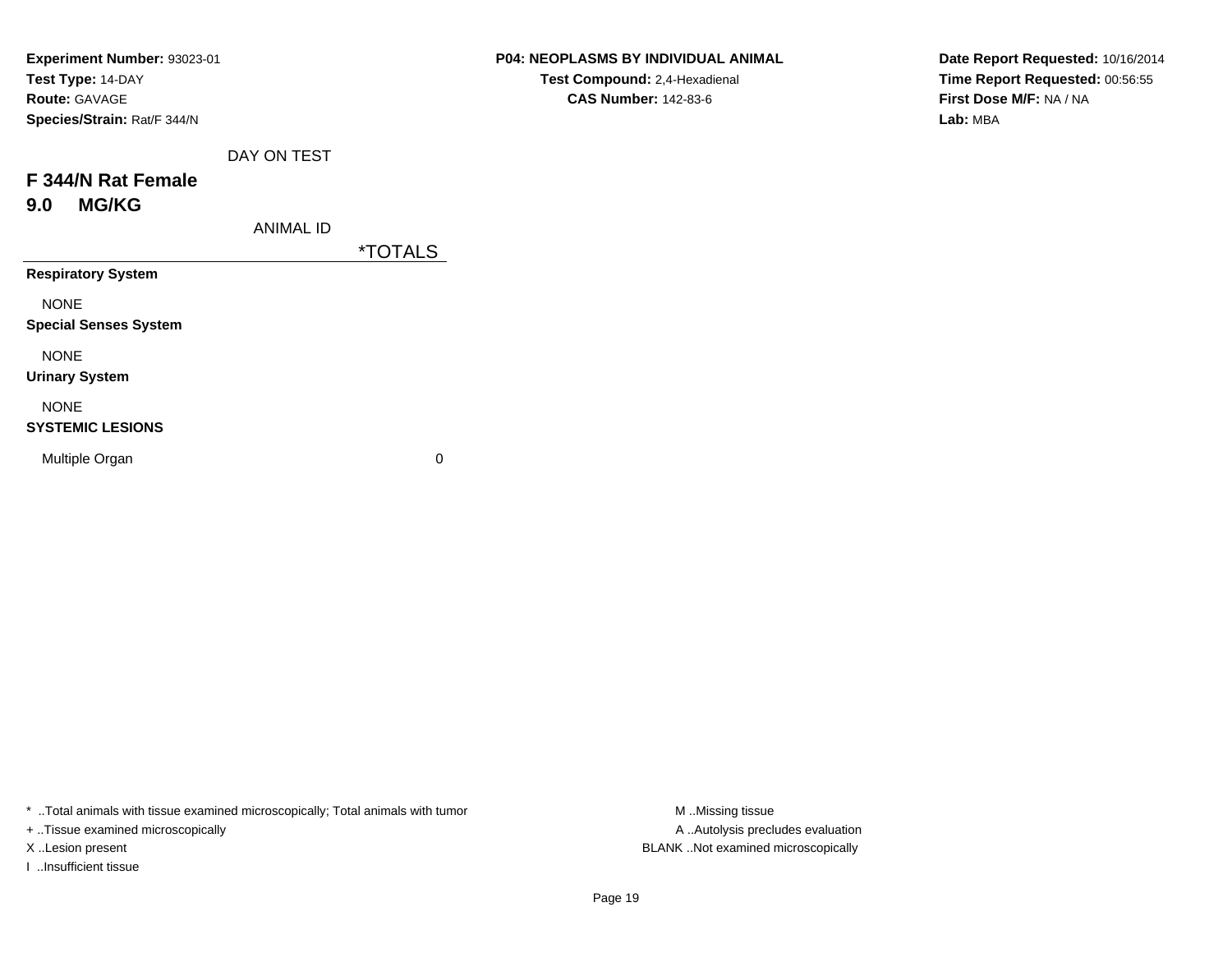**Experiment Number:** 93023-01
**Test Type:** 14-DAY
**Route:** GAVAGE
**Species/Strain:** Rat/F 344/N

**P04: NEOPLASMS BY INDIVIDUAL ANIMAL**
**Test Compound:** 2,4-Hexadienal
**CAS Number:** 142-83-6

**Date Report Requested:** 10/16/2014
**Time Report Requested:** 00:56:55
**First Dose M/F:** NA / NA
**Lab:** MBA

## F 344/N Rat Female
## 9.0 MG/KG

| DAY ON TEST / ANIMAL ID | *TOTALS |
| --- | --- |
| **Respiratory System** | |
| NONE | |
| **Special Senses System** | |
| NONE | |
| **Urinary System** | |
| NONE | |
| **SYSTEMIC LESIONS** | |
| Multiple Organ | 0 |

* ..Total animals with tissue examined microscopically; Total animals with tumor
+ ..Tissue examined microscopically
X ..Lesion present
I ..Insufficient tissue

M ..Missing tissue
A ..Autolysis precludes evaluation
BLANK ..Not examined microscopically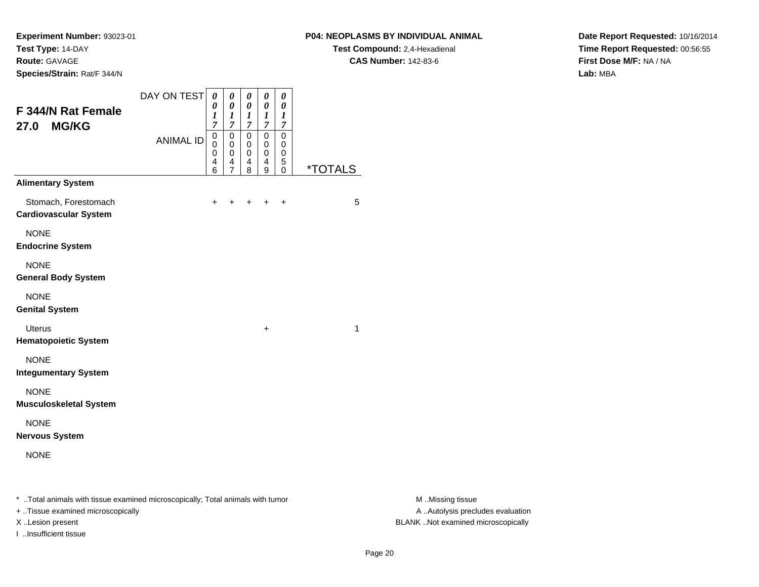**Experiment Number:** 93023-01
**Test Type:** 14-DAY
**Route:** GAVAGE
**Species/Strain:** Rat/F 344/N

**P04: NEOPLASMS BY INDIVIDUAL ANIMAL**
**Test Compound:** 2,4-Hexadienal
**CAS Number:** 142-83-6

**Date Report Requested:** 10/16/2014
**Time Report Requested:** 00:56:55
**First Dose M/F:** NA / NA
**Lab:** MBA

## F 344/N Rat Female 27.0 MG/KG

| DAY ON TEST | 0017 | 0017 | 0017 | 0017 | 0017 | |
|---|---|---|---|---|---|---|
| ANIMAL ID | 00046 | 00047 | 00048 | 00049 | 00050 | *TOTALS |
| **Alimentary System** | | | | | | |
| Stomach, Forestomach | + | + | + | + | + | 5 |
| **Cardiovascular System** | | | | | | |
| NONE | | | | | | |
| **Endocrine System** | | | | | | |
| NONE | | | | | | |
| **General Body System** | | | | | | |
| NONE | | | | | | |
| **Genital System** | | | | | | |
| Uterus | | | | + | | 1 |
| **Hematopoietic System** | | | | | | |
| NONE | | | | | | |
| **Integumentary System** | | | | | | |
| NONE | | | | | | |
| **Musculoskeletal System** | | | | | | |
| NONE | | | | | | |
| **Nervous System** | | | | | | |
| NONE | | | | | | |

* ..Total animals with tissue examined microscopically; Total animals with tumor
+ ..Tissue examined microscopically
X ..Lesion present
I ..Insufficient tissue

M ..Missing tissue
A ..Autolysis precludes evaluation
BLANK ..Not examined microscopically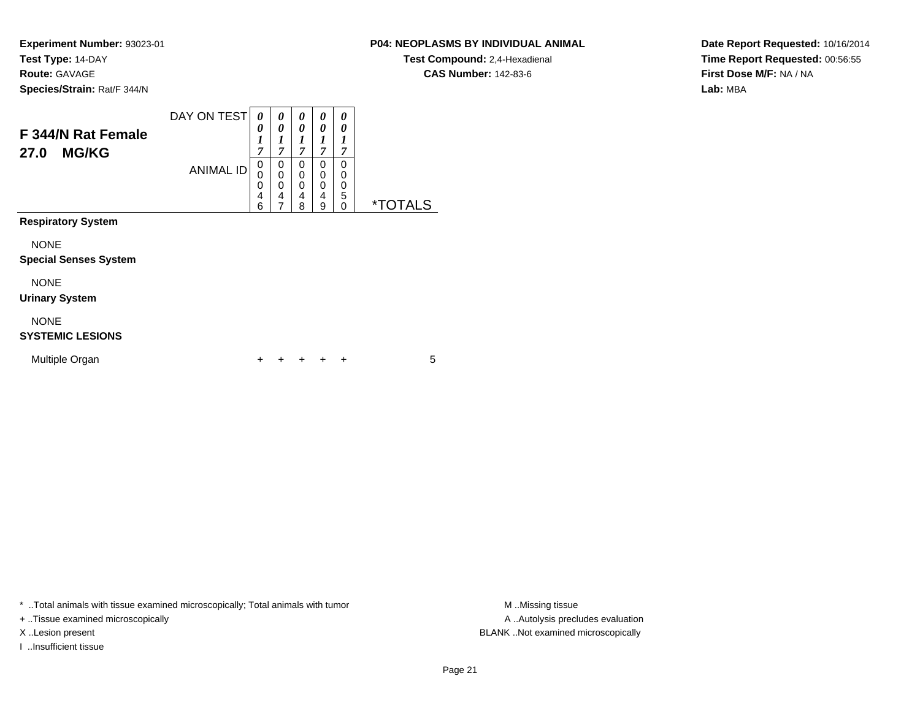**Experiment Number:** 93023-01
**Test Type:** 14-DAY
**Route:** GAVAGE
**Species/Strain:** Rat/F 344/N

**P04: NEOPLASMS BY INDIVIDUAL ANIMAL**
**Test Compound:** 2,4-Hexadienal
**CAS Number:** 142-83-6

**Date Report Requested:** 10/16/2014
**Time Report Requested:** 00:56:55
**First Dose M/F:** NA / NA
**Lab:** MBA

## F 344/N Rat Female 27.0 MG/KG

| | | | | | | |
|---|---|---|---|---|---|---|
| DAY ON TEST | 0017 | 0017 | 0017 | 0017 | 0017 | |
| ANIMAL ID | 00046 | 00047 | 00048 | 00049 | 00050 | *TOTALS |
| **Respiratory System** | | | | | | |
| NONE | | | | | | |
| **Special Senses System** | | | | | | |
| NONE | | | | | | |
| **Urinary System** | | | | | | |
| NONE | | | | | | |
| **SYSTEMIC LESIONS** | | | | | | |
| Multiple Organ | + | + | + | + | + | 5 |

\* ..Total animals with tissue examined microscopically; Total animals with tumor
+ ..Tissue examined microscopically
X ..Lesion present
I ..Insufficient tissue

M ..Missing tissue
A ..Autolysis precludes evaluation
BLANK ..Not examined microscopically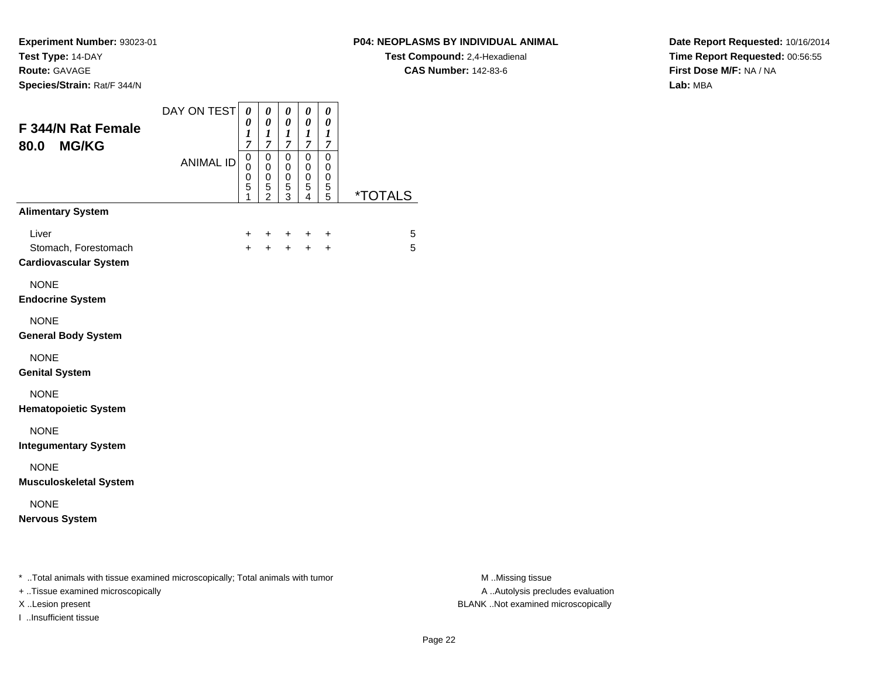**Experiment Number:** 93023-01
**Test Type:** 14-DAY
**Route:** GAVAGE
**Species/Strain:** Rat/F 344/N

**P04: NEOPLASMS BY INDIVIDUAL ANIMAL**
**Test Compound:** 2,4-Hexadienal
**CAS Number:** 142-83-6

**Date Report Requested:** 10/16/2014
**Time Report Requested:** 00:56:55
**First Dose M/F:** NA / NA
**Lab:** MBA

## F 344/N Rat Female
## 80.0 MG/KG

| DAY ON TEST | 0017 | 0017 | 0017 | 0017 | 0017 | |
|---|---|---|---|---|---|---|
| **ANIMAL ID** | 00051 | 00052 | 00053 | 00054 | 00055 | ***TOTALS** |
| **Alimentary System** | | | | | | |
| Liver | + | + | + | + | + | 5 |
| Stomach, Forestomach | + | + | + | + | + | 5 |
| **Cardiovascular System** | | | | | | |
| NONE | | | | | | |
| **Endocrine System** | | | | | | |
| NONE | | | | | | |
| **General Body System** | | | | | | |
| NONE | | | | | | |
| **Genital System** | | | | | | |
| NONE | | | | | | |
| **Hematopoietic System** | | | | | | |
| NONE | | | | | | |
| **Integumentary System** | | | | | | |
| NONE | | | | | | |
| **Musculoskeletal System** | | | | | | |
| NONE | | | | | | |
| **Nervous System** | | | | | | |

* ..Total animals with tissue examined microscopically; Total animals with tumor
+ ..Tissue examined microscopically
X ..Lesion present
I ..Insufficient tissue

M ..Missing tissue
A ..Autolysis precludes evaluation
BLANK ..Not examined microscopically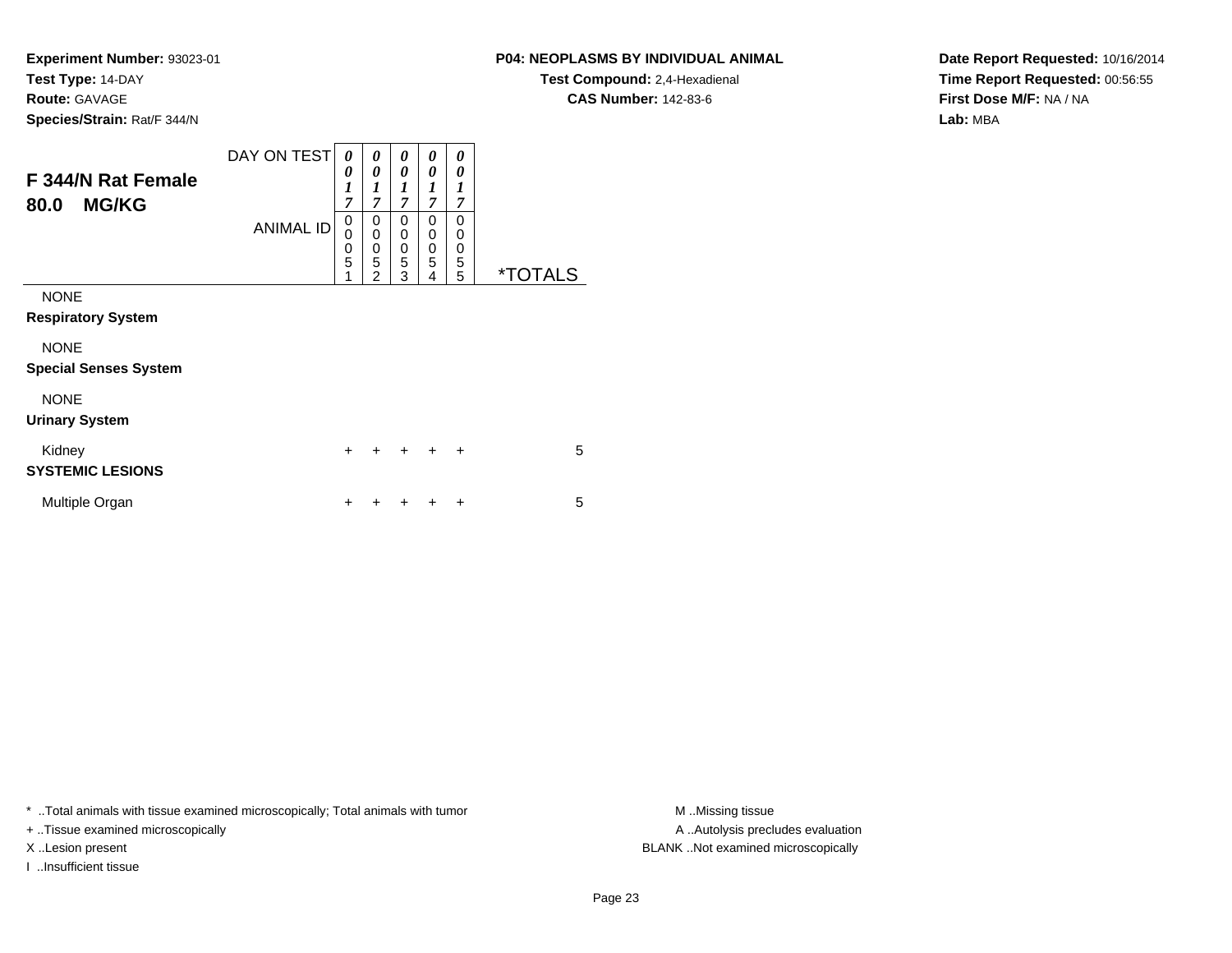**Experiment Number:** 93023-01
**Test Type:** 14-DAY
**Route:** GAVAGE
**Species/Strain:** Rat/F 344/N

**P04: NEOPLASMS BY INDIVIDUAL ANIMAL**
**Test Compound:** 2,4-Hexadienal
**CAS Number:** 142-83-6

**Date Report Requested:** 10/16/2014
**Time Report Requested:** 00:56:55
**First Dose M/F:** NA / NA
**Lab:** MBA

## F 344/N Rat Female 80.0 MG/KG

| DAY ON TEST | 0017 | 0017 | 0017 | 0017 | 0017 | |
|---|---|---|---|---|---|---|
| ANIMAL ID | 00051 | 00052 | 00053 | 00054 | 00055 | *TOTALS |
| NONE | | | | | | |
| **Respiratory System** | | | | | | |
| NONE | | | | | | |
| **Special Senses System** | | | | | | |
| NONE | | | | | | |
| **Urinary System** | | | | | | |
| Kidney | + | + | + | + | + | 5 |
| **SYSTEMIC LESIONS** | | | | | | |
| Multiple Organ | + | + | + | + | + | 5 |

* ..Total animals with tissue examined microscopically; Total animals with tumor
+ ..Tissue examined microscopically
X ..Lesion present
I ..Insufficient tissue

M ..Missing tissue
A ..Autolysis precludes evaluation
BLANK ..Not examined microscopically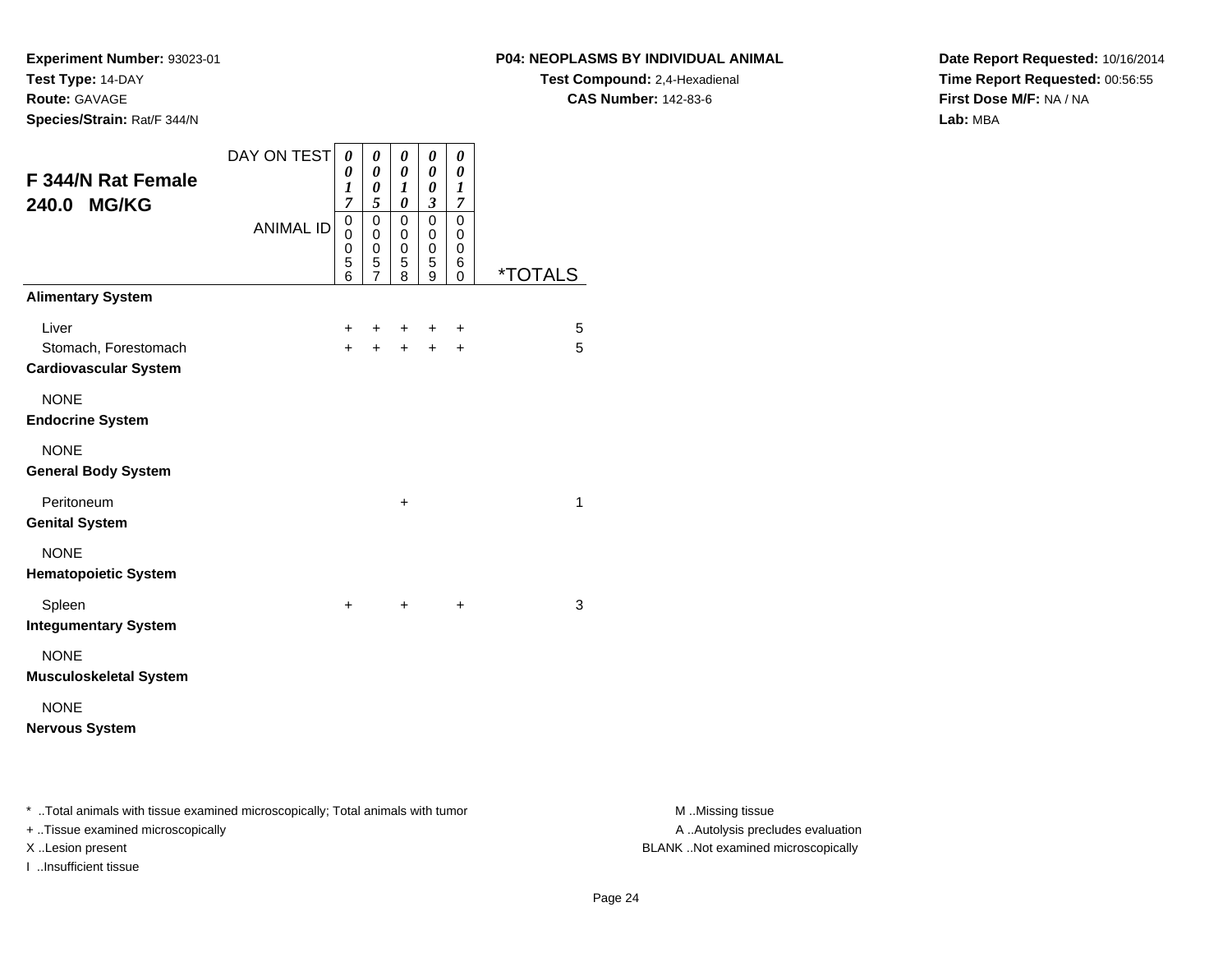**Experiment Number:** 93023-01
**Test Type:** 14-DAY
**Route:** GAVAGE
**Species/Strain:** Rat/F 344/N

**P04: NEOPLASMS BY INDIVIDUAL ANIMAL**
**Test Compound:** 2,4-Hexadienal
**CAS Number:** 142-83-6

**Date Report Requested:** 10/16/2014
**Time Report Requested:** 00:56:55
**First Dose M/F:** NA / NA
**Lab:** MBA

## F 344/N Rat Female 240.0 MG/KG

| DAY ON TEST | 0017 | 0005 | 0010 | 0003 | 0017 | |
|---|---|---|---|---|---|---|
| ANIMAL ID | 00056 | 00057 | 00058 | 00059 | 00060 | *TOTALS |
| **Alimentary System** | | | | | | |
| Liver | + | + | + | + | + | 5 |
| Stomach, Forestomach | + | + | + | + | + | 5 |
| **Cardiovascular System** | | | | | | |
| NONE | | | | | | |
| **Endocrine System** | | | | | | |
| NONE | | | | | | |
| **General Body System** | | | | | | |
| Peritoneum | | | + | | | 1 |
| **Genital System** | | | | | | |
| NONE | | | | | | |
| **Hematopoietic System** | | | | | | |
| Spleen | + | | + | | + | 3 |
| **Integumentary System** | | | | | | |
| NONE | | | | | | |
| **Musculoskeletal System** | | | | | | |
| NONE | | | | | | |
| **Nervous System** | | | | | | |

\* ..Total animals with tissue examined microscopically; Total animals with tumor
+ ..Tissue examined microscopically
X ..Lesion present
I ..Insufficient tissue

M ..Missing tissue
A ..Autolysis precludes evaluation
BLANK ..Not examined microscopically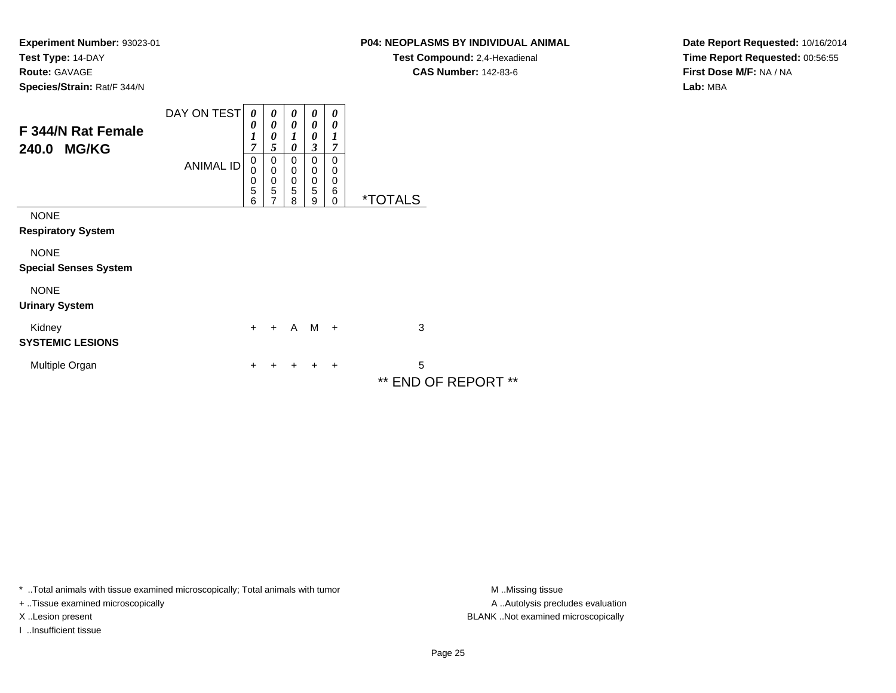**Experiment Number:** 93023-01
**Test Type:** 14-DAY
**Route:** GAVAGE
**Species/Strain:** Rat/F 344/N

**P04: NEOPLASMS BY INDIVIDUAL ANIMAL**
**Test Compound:** 2,4-Hexadienal
**CAS Number:** 142-83-6

**Date Report Requested:** 10/16/2014
**Time Report Requested:** 00:56:55
**First Dose M/F:** NA / NA
**Lab:** MBA

## F 344/N Rat Female 240.0 MG/KG

| DAY ON TEST | 0017 | 0005 | 0010 | 0003 | 0017 | |
|---|---|---|---|---|---|---|
| ANIMAL ID | 00056 | 00057 | 00058 | 00059 | 00060 | *TOTALS |
| NONE | | | | | | |
| **Respiratory System** | | | | | | |
| NONE | | | | | | |
| **Special Senses System** | | | | | | |
| NONE | | | | | | |
| **Urinary System** | | | | | | |
| Kidney | + | + | A | M | + | 3 |
| **SYSTEMIC LESIONS** | | | | | | |
| Multiple Organ | + | + | + | + | + | 5 |

** END OF REPORT **

* ..Total animals with tissue examined microscopically; Total animals with tumor
+ ..Tissue examined microscopically
X ..Lesion present
I ..Insufficient tissue

M ..Missing tissue
A ..Autolysis precludes evaluation
BLANK ..Not examined microscopically